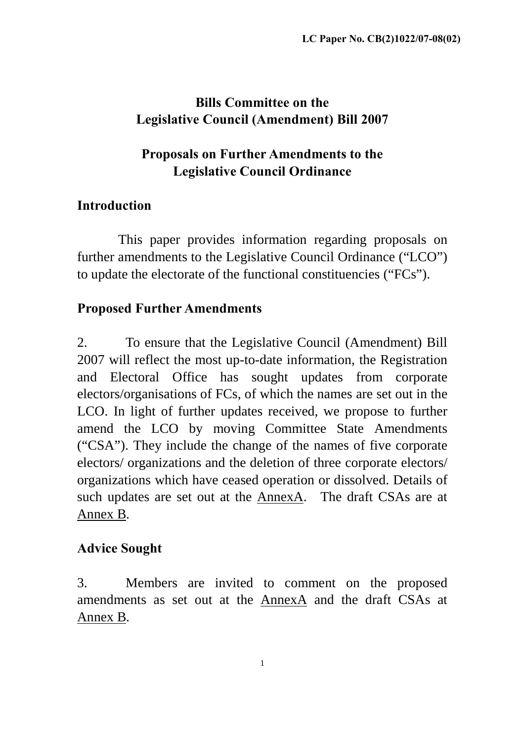LC Paper No. CB(2)1022/07-08(02)

# Bills Committee on the Legislative Council (Amendment) Bill 2007

## Proposals on Further Amendments to the Legislative Council Ordinance

### Introduction

This paper provides information regarding proposals on further amendments to the Legislative Council Ordinance ("LCO") to update the electorate of the functional constituencies ("FCs").

### Proposed Further Amendments

2. To ensure that the Legislative Council (Amendment) Bill 2007 will reflect the most up-to-date information, the Registration and Electoral Office has sought updates from corporate electors/organisations of FCs, of which the names are set out in the LCO. In light of further updates received, we propose to further amend the LCO by moving Committee State Amendments ("CSA"). They include the change of the names of five corporate electors/ organizations and the deletion of three corporate electors/ organizations which have ceased operation or dissolved. Details of such updates are set out at the AnnexA. The draft CSAs are at Annex B.

### Advice Sought

3. Members are invited to comment on the proposed amendments as set out at the AnnexA and the draft CSAs at Annex B.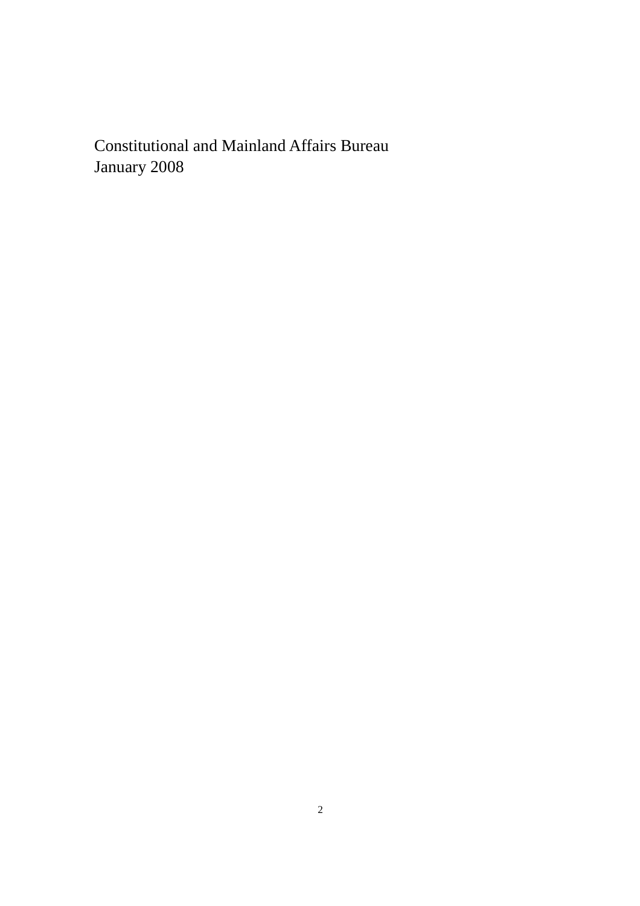Constitutional and Mainland Affairs Bureau
January 2008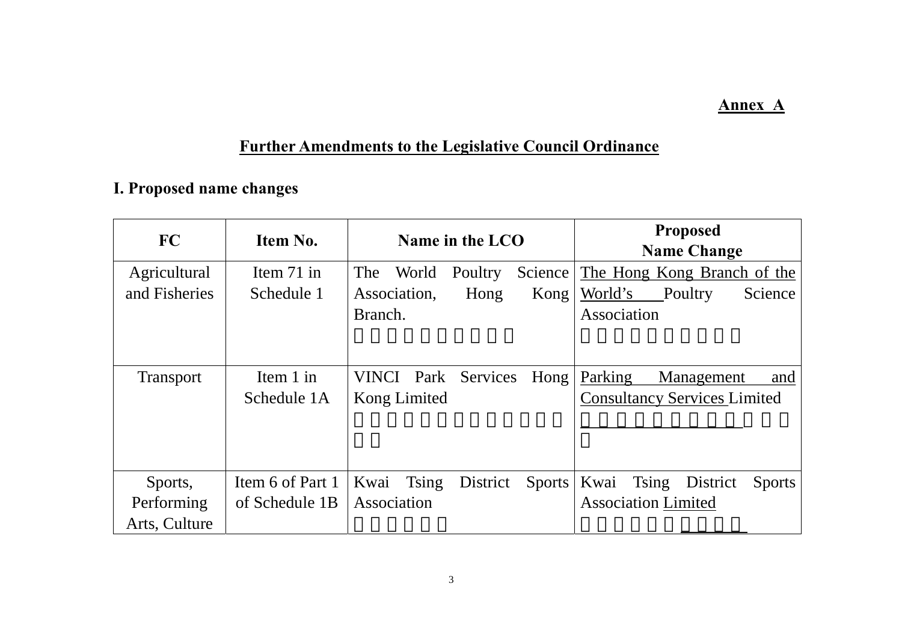**Annex A**

## Further Amendments to the Legislative Council Ordinance

### I. Proposed name changes

| FC | Item No. | Name in the LCO | Proposed Name Change |
|---|---|---|---|
| Agricultural and Fisheries | Item 71 in Schedule 1 | The World Poultry Science Association, Hong Kong Branch.<br>□□□□□□□□□□ | <u>The Hong Kong Branch of the World's</u> Poultry Science Association<br>□□□□□□□□□□ |
| Transport | Item 1 in Schedule 1A | VINCI Park Services Hong Kong Limited<br>□□□□□□□□□□□□□□ | <u>Parking Management and Consultancy Services</u> Limited<br><u>□□□□□□□□□</u>□□□□ |
| Sports, Performing Arts, Culture | Item 6 of Part 1 of Schedule 1B | Kwai Tsing District Sports Association<br>□□□□□□ | Kwai Tsing District Sports Association <u>Limited</u><br>□□□□□□<u>□□□□</u> |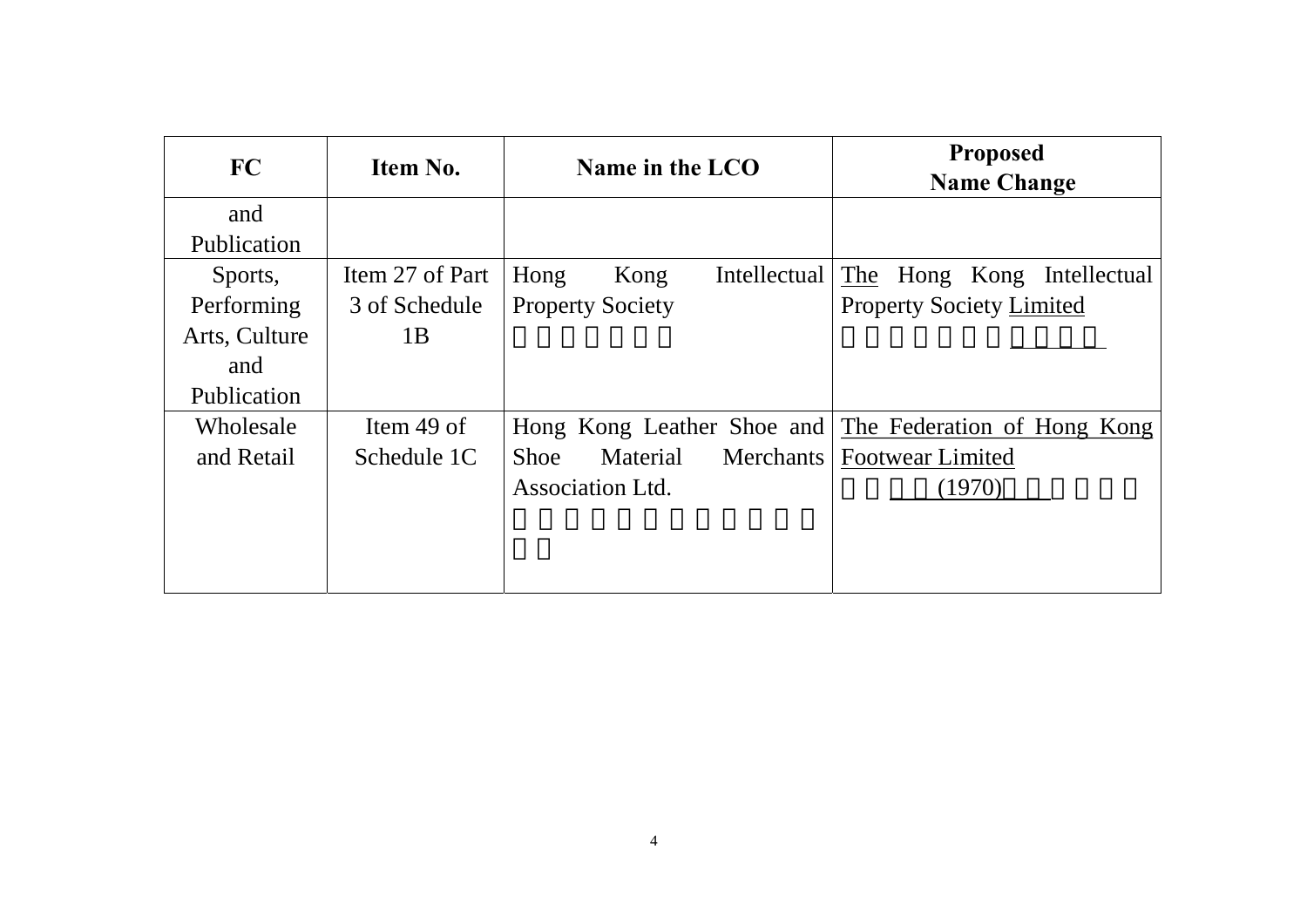| FC | Item No. | Name in the LCO | Proposed Name Change |
| --- | --- | --- | --- |
| and Publication | | | |
| Sports, Performing Arts, Culture and Publication | Item 27 of Part 3 of Schedule 1B | Hong Kong Intellectual Property Society | The Hong Kong Intellectual Property Society Limited |
| Wholesale and Retail | Item 49 of Schedule 1C | Hong Kong Leather Shoe and Shoe Material Merchants Association Ltd. | The Federation of Hong Kong Footwear Limited (1970) |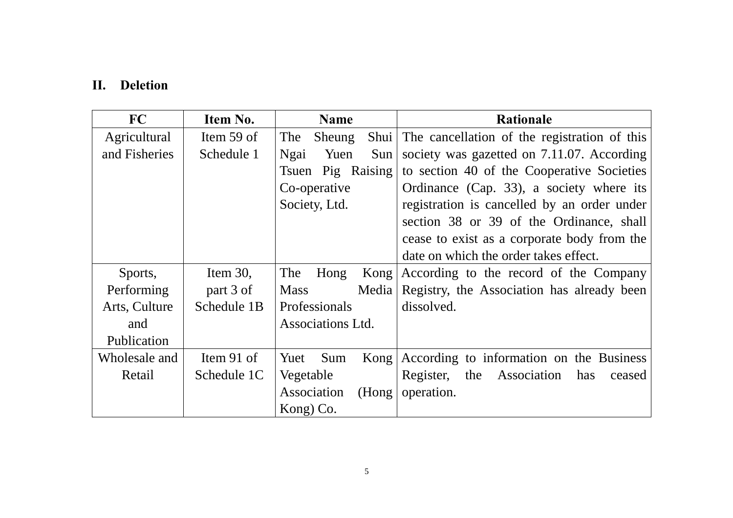## II. Deletion

| FC | Item No. | Name | Rationale |
|---|---|---|---|
| Agricultural and Fisheries | Item 59 of Schedule 1 | The Sheung Shui Ngai Yuen Sun Tsuen Pig Raising Co-operative Society, Ltd. | The cancellation of the registration of this society was gazetted on 7.11.07. According to section 40 of the Cooperative Societies Ordinance (Cap. 33), a society where its registration is cancelled by an order under section 38 or 39 of the Ordinance, shall cease to exist as a corporate body from the date on which the order takes effect. |
| Sports, Performing Arts, Culture and Publication | Item 30, part 3 of Schedule 1B | The Hong Kong Mass Media Professionals Associations Ltd. | According to the record of the Company Registry, the Association has already been dissolved. |
| Wholesale and Retail | Item 91 of Schedule 1C | Yuet Sum Kong Vegetable Association (Hong Kong) Co. | According to information on the Business Register, the Association has ceased operation. |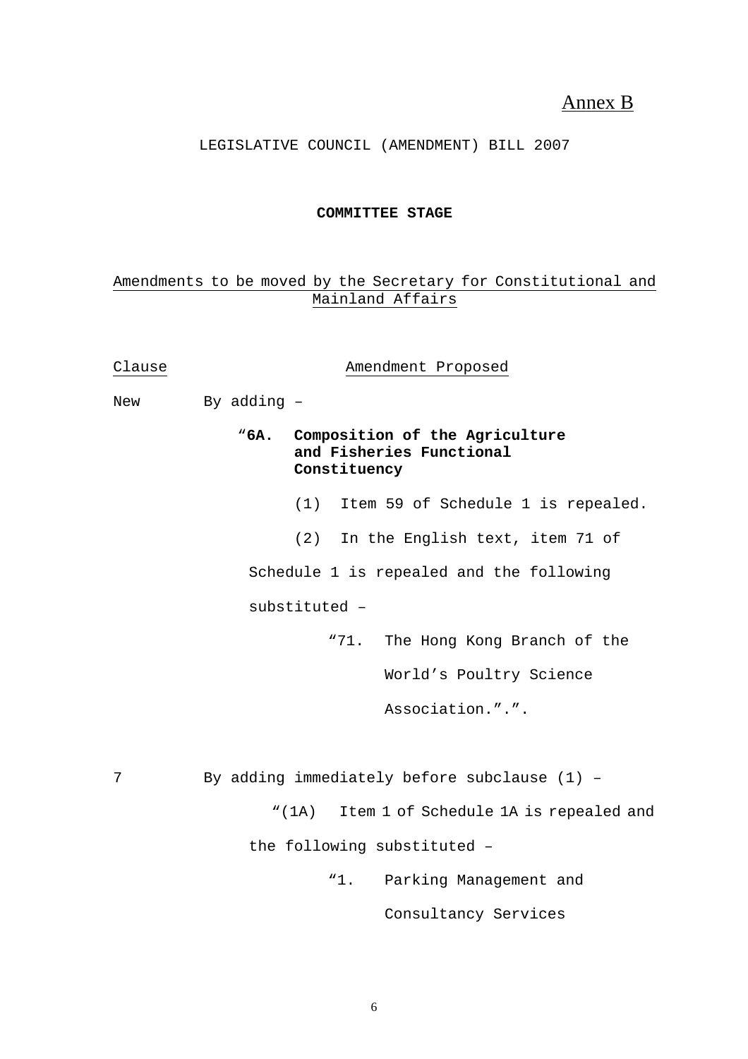Annex B

LEGISLATIVE COUNCIL (AMENDMENT) BILL 2007

**COMMITTEE STAGE**

Amendments to be moved by the Secretary for Constitutional and Mainland Affairs

| Clause | Amendment Proposed |
|---|---|
| New | By adding – |

"**6A. Composition of the Agriculture and Fisheries Functional Constituency**

(1) Item 59 of Schedule 1 is repealed.

(2) In the English text, item 71 of Schedule 1 is repealed and the following substituted –

"71. The Hong Kong Branch of the World's Poultry Science Association."."

7 — By adding immediately before subclause (1) –

"(1A) Item 1 of Schedule 1A is repealed and the following substituted –

"1. Parking Management and Consultancy Services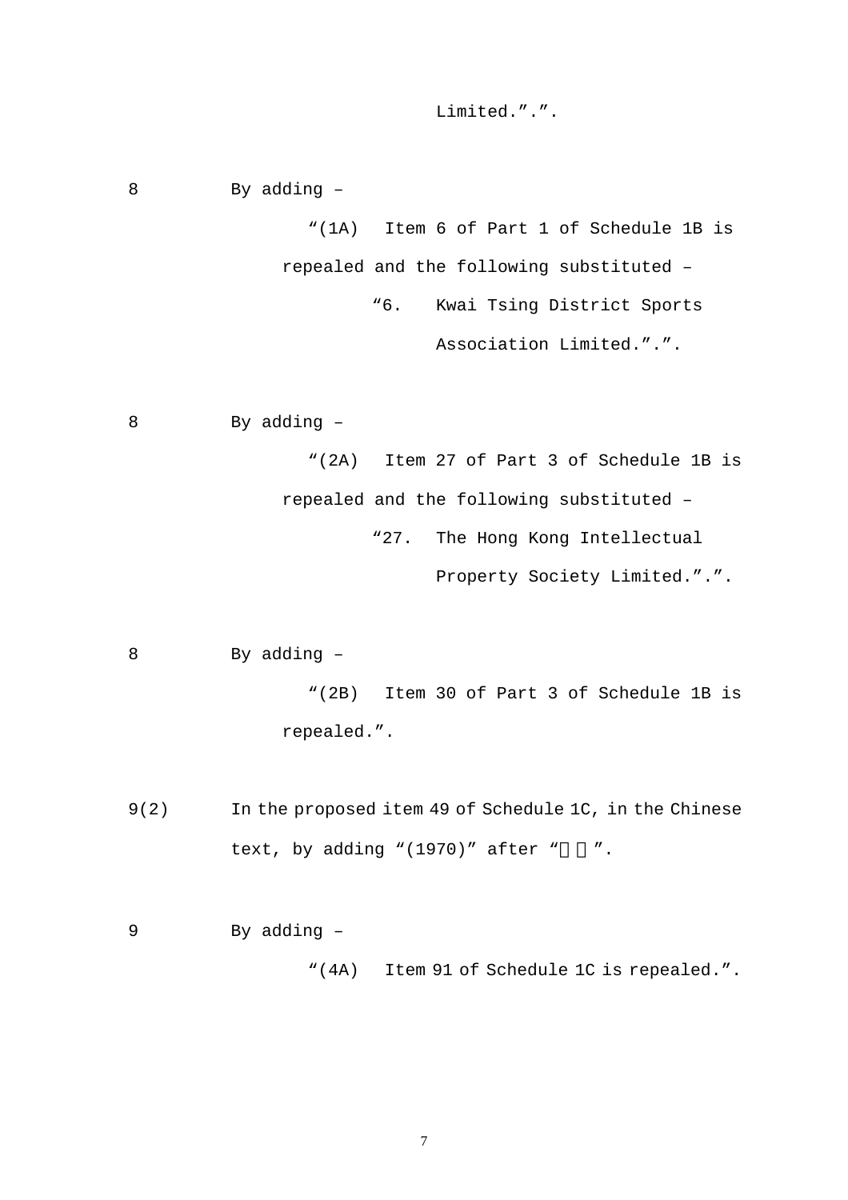Limited.”.”.

8 By adding –

“(1A) Item 6 of Part 1 of Schedule 1B is repealed and the following substituted –

“6. Kwai Tsing District Sports Association Limited.”.”.

8 By adding –

“(2A) Item 27 of Part 3 of Schedule 1B is repealed and the following substituted –

“27. The Hong Kong Intellectual Property Society Limited.”.”.

8 By adding –

“(2B) Item 30 of Part 3 of Schedule 1B is repealed.”.

9(2) In the proposed item 49 of Schedule 1C, in the Chinese text, by adding “(1970)” after “□□”.

9 By adding –

“(4A) Item 91 of Schedule 1C is repealed.”.